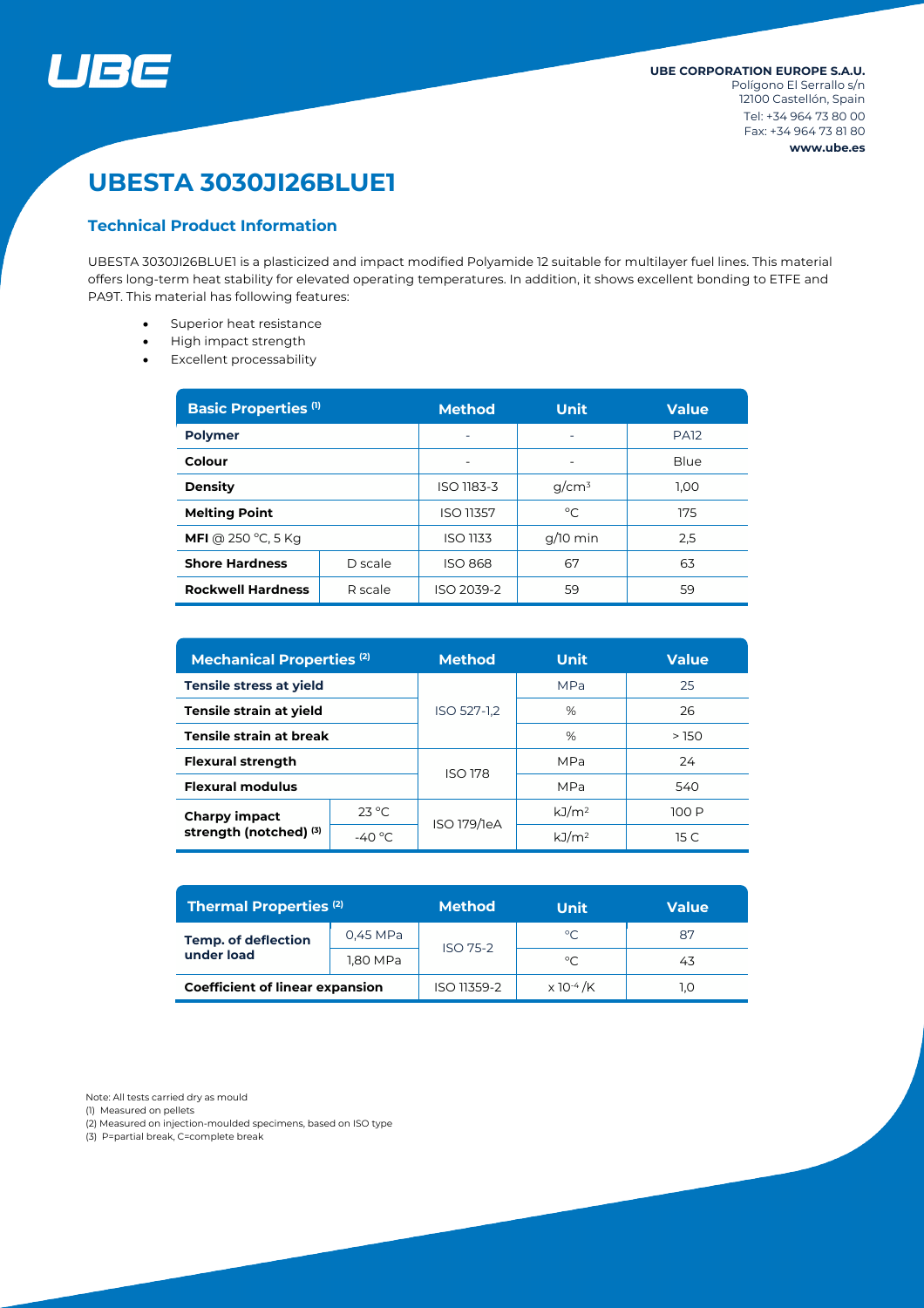UBE

**UBE CORPORATION EUROPE S.A.U.**
Polígono El Serrallo s/n
12100 Castellón, Spain
Tel: +34 964 73 80 00
Fax: +34 964 73 81 80
**www.ube.es**

# UBESTA 3030JI26BLUE1

## Technical Product Information

UBESTA 3030JI26BLUE1 is a plasticized and impact modified Polyamide 12 suitable for multilayer fuel lines. This material offers long-term heat stability for elevated operating temperatures. In addition, it shows excellent bonding to ETFE and PA9T. This material has following features:

- Superior heat resistance
- High impact strength
- Excellent processability

| Basic Properties [1] | | Method | Unit | Value |
|---|---|---|---|---|
| **Polymer** | | - | - | PA12 |
| **Colour** | | - | - | Blue |
| **Density** | | ISO 1183-3 | g/cm³ | 1,00 |
| **Melting Point** | | ISO 11357 | °C | 175 |
| **MFI** @ 250 °C, 5 Kg | | ISO 1133 | g/10 min | 2,5 |
| **Shore Hardness** | D scale | ISO 868 | 67 | 63 |
| **Rockwell Hardness** | R scale | ISO 2039-2 | 59 | 59 |

| Mechanical Properties [2] | | Method | Unit | Value |
|---|---|---|---|---|
| **Tensile stress at yield** | | ISO 527-1,2 | MPa | 25 |
| **Tensile strain at yield** | | ISO 527-1,2 | % | 26 |
| **Tensile strain at break** | | ISO 527-1,2 | % | > 150 |
| **Flexural strength** | | ISO 178 | MPa | 24 |
| **Flexural modulus** | | ISO 178 | MPa | 540 |
| **Charpy impact strength (notched)** [3] | 23 °C | ISO 179/1eA | kJ/m² | 100 P |
| | -40 °C | ISO 179/1eA | kJ/m² | 15 C |

| Thermal Properties [2] | | Method | Unit | Value |
|---|---|---|---|---|
| **Temp. of deflection under load** | 0,45 MPa | ISO 75-2 | °C | 87 |
| | 1,80 MPa | ISO 75-2 | °C | 43 |
| **Coefficient of linear expansion** | | ISO 11359-2 | $x 10^{-4}$ /K | 1,0 |

Note: All tests carried dry as mould
(1) Measured on pellets
(2) Measured on injection-moulded specimens, based on ISO type
(3) P=partial break, C=complete break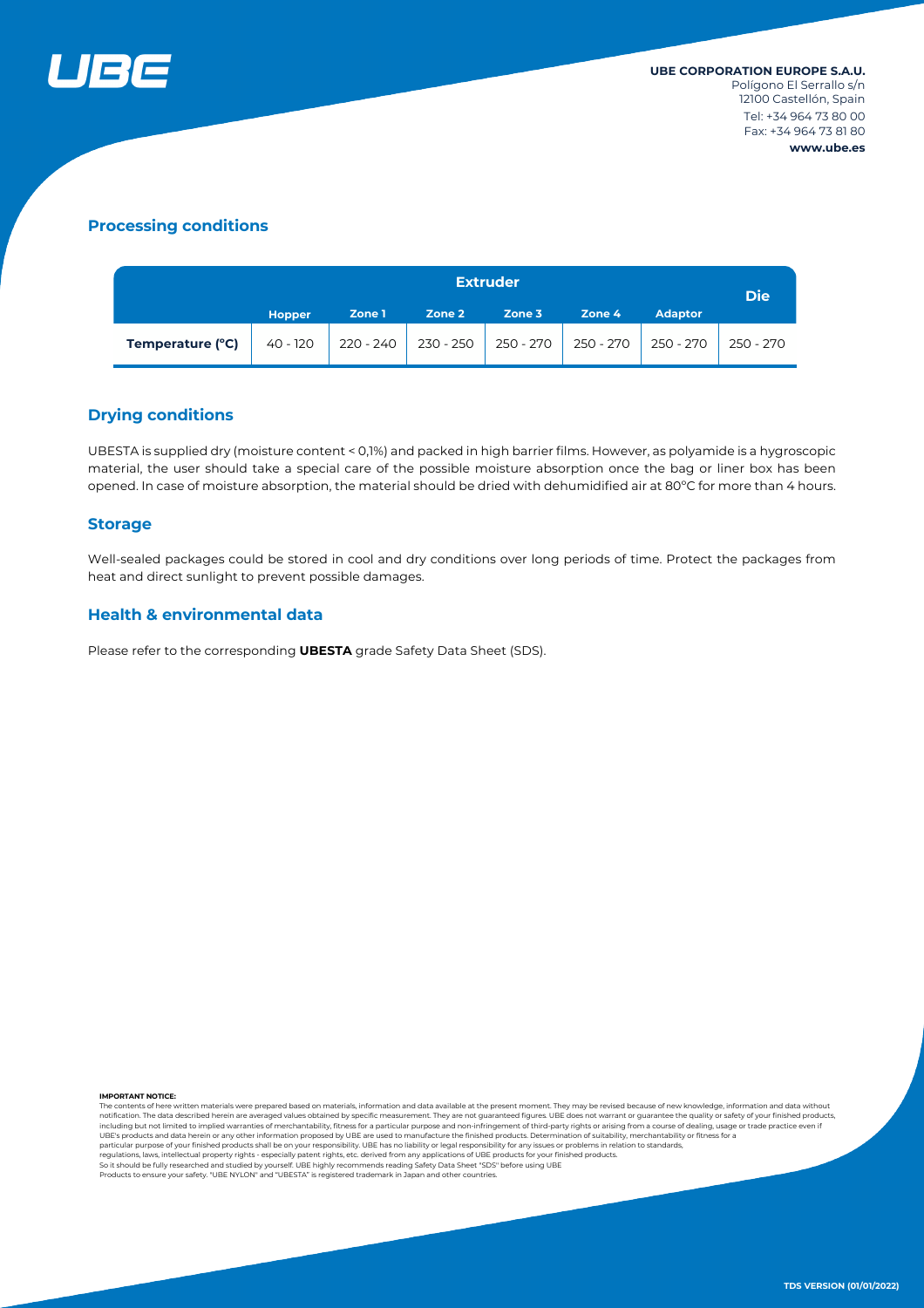**UBE CORPORATION EUROPE S.A.U.**
Polígono El Serrallo s/n
12100 Castellón, Spain
Tel: +34 964 73 80 00
Fax: +34 964 73 81 80
**www.ube.es**

## Processing conditions

| | Extruder | | | | | | Die |
|---|---|---|---|---|---|---|---|
| | Hopper | Zone 1 | Zone 2 | Zone 3 | Zone 4 | Adaptor | |
| **Temperature (°C)** | 40 - 120 | 220 - 240 | 230 - 250 | 250 - 270 | 250 - 270 | 250 - 270 | 250 - 270 |

## Drying conditions

UBESTA is supplied dry (moisture content < 0,1%) and packed in high barrier films. However, as polyamide is a hygroscopic material, the user should take a special care of the possible moisture absorption once the bag or liner box has been opened. In case of moisture absorption, the material should be dried with dehumidified air at 80°C for more than 4 hours.

## Storage

Well-sealed packages could be stored in cool and dry conditions over long periods of time. Protect the packages from heat and direct sunlight to prevent possible damages.

## Health & environmental data

Please refer to the corresponding **UBESTA** grade Safety Data Sheet (SDS).

**IMPORTANT NOTICE:**
The contents of here written materials were prepared based on materials, information and data available at the present moment. They may be revised because of new knowledge, information and data without notification. The data described herein are averaged values obtained by specific measurement. They are not guaranteed figures. UBE does not warrant or guarantee the quality or safety of your finished products, including but not limited to implied warranties of merchantability, fitness for a particular purpose and non-infringement of third-party rights or arising from a course of dealing, usage or trade practice even if UBE's products and data herein or any other information proposed by UBE are used to manufacture the finished products. Determination of suitability, merchantability or fitness for a particular purpose of your finished products shall be on your responsibility. UBE has no liability or legal responsibility for any issues or problems in relation to standards, regulations, laws, intellectual property rights - especially patent rights, etc. derived from any applications of UBE products for your finished products.
So it should be fully researched and studied by yourself. UBE highly recommends reading Safety Data Sheet "SDS" before using UBE Products to ensure your safety. "UBE NYLON" and "UBESTA" is registered trademark in Japan and other countries.

TDS VERSION (01/01/2022)